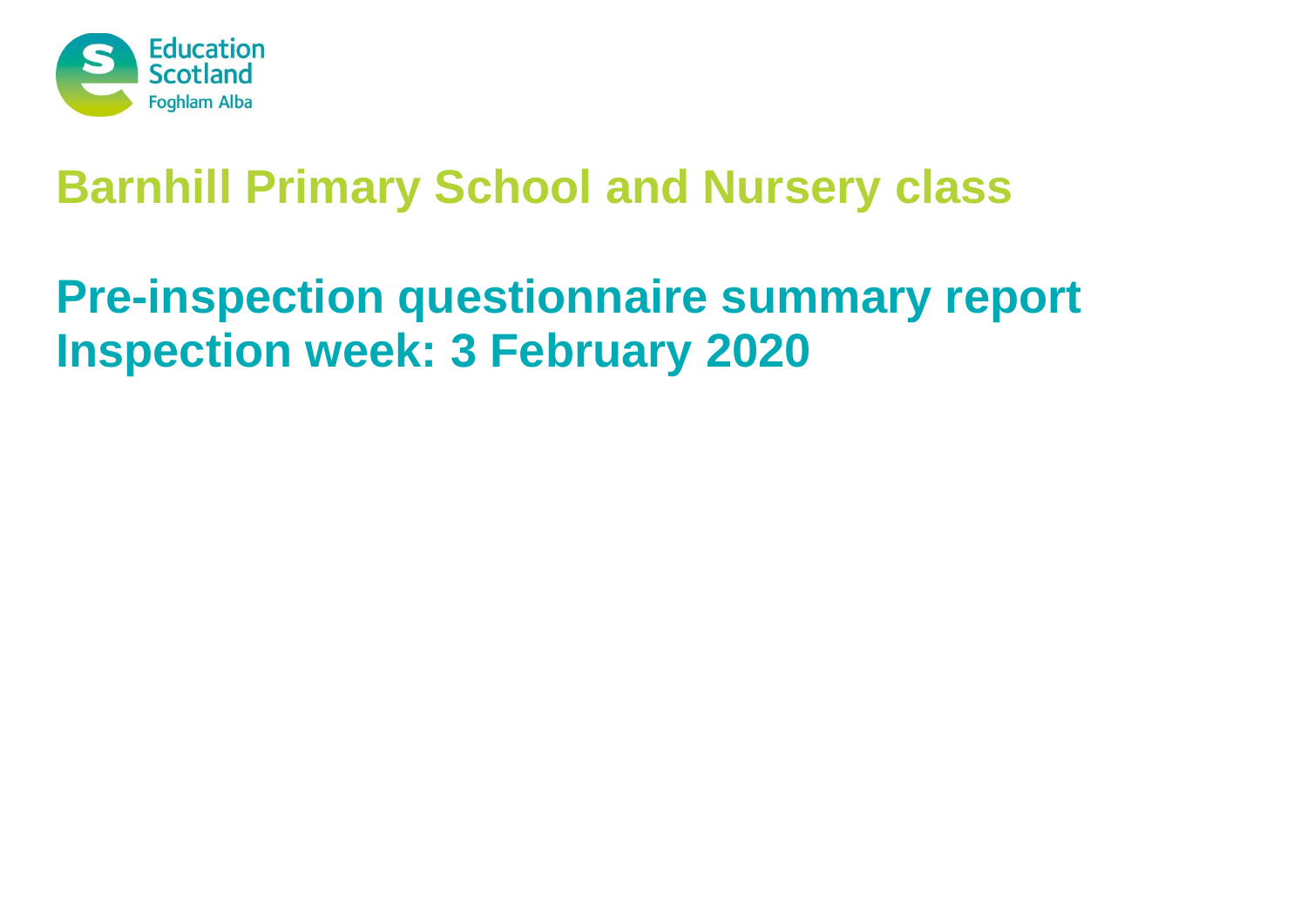# Barnhill Primary School and Nursery class

## Pre-inspection questionnaire summary report
## Inspection week: 3 February 2020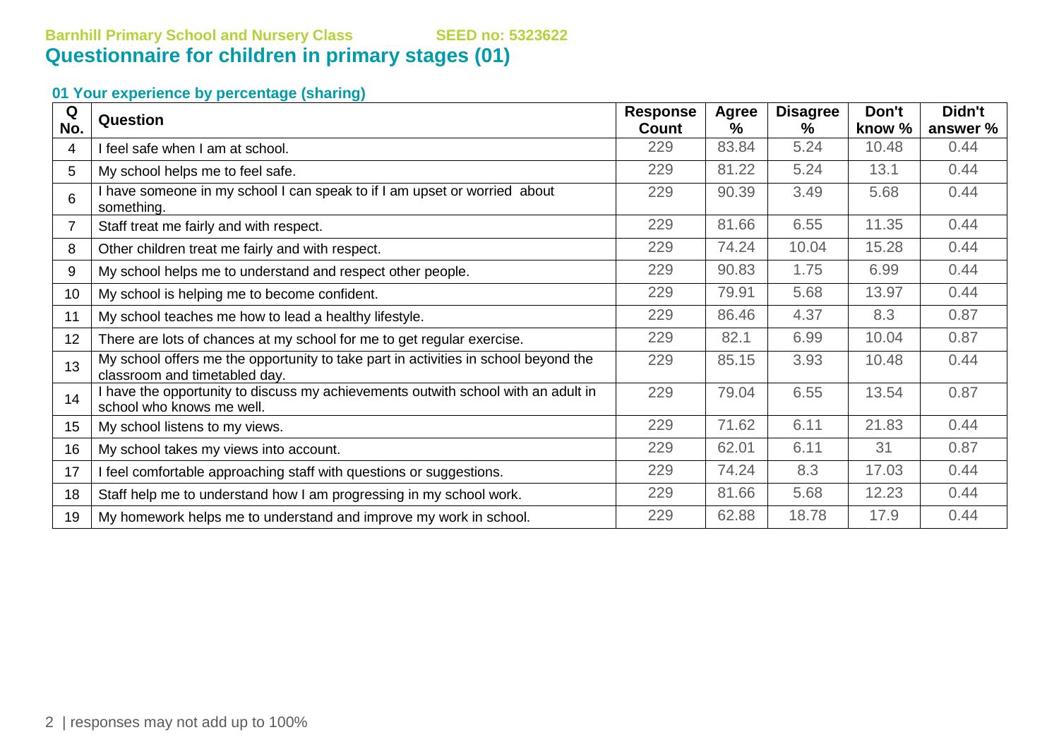**Barnhill Primary School and Nursery Class** **SEED no: 5323622**

# Questionnaire for children in primary stages (01)

### 01 Your experience by percentage (sharing)

| Q No. | Question | Response Count | Agree % | Disagree % | Don't know % | Didn't answer % |
|---|---|---|---|---|---|---|
| 4 | I feel safe when I am at school. | 229 | 83.84 | 5.24 | 10.48 | 0.44 |
| 5 | My school helps me to feel safe. | 229 | 81.22 | 5.24 | 13.1 | 0.44 |
| 6 | I have someone in my school I can speak to if I am upset or worried about something. | 229 | 90.39 | 3.49 | 5.68 | 0.44 |
| 7 | Staff treat me fairly and with respect. | 229 | 81.66 | 6.55 | 11.35 | 0.44 |
| 8 | Other children treat me fairly and with respect. | 229 | 74.24 | 10.04 | 15.28 | 0.44 |
| 9 | My school helps me to understand and respect other people. | 229 | 90.83 | 1.75 | 6.99 | 0.44 |
| 10 | My school is helping me to become confident. | 229 | 79.91 | 5.68 | 13.97 | 0.44 |
| 11 | My school teaches me how to lead a healthy lifestyle. | 229 | 86.46 | 4.37 | 8.3 | 0.87 |
| 12 | There are lots of chances at my school for me to get regular exercise. | 229 | 82.1 | 6.99 | 10.04 | 0.87 |
| 13 | My school offers me the opportunity to take part in activities in school beyond the classroom and timetabled day. | 229 | 85.15 | 3.93 | 10.48 | 0.44 |
| 14 | I have the opportunity to discuss my achievements outwith school with an adult in school who knows me well. | 229 | 79.04 | 6.55 | 13.54 | 0.87 |
| 15 | My school listens to my views. | 229 | 71.62 | 6.11 | 21.83 | 0.44 |
| 16 | My school takes my views into account. | 229 | 62.01 | 6.11 | 31 | 0.87 |
| 17 | I feel comfortable approaching staff with questions or suggestions. | 229 | 74.24 | 8.3 | 17.03 | 0.44 |
| 18 | Staff help me to understand how I am progressing in my school work. | 229 | 81.66 | 5.68 | 12.23 | 0.44 |
| 19 | My homework helps me to understand and improve my work in school. | 229 | 62.88 | 18.78 | 17.9 | 0.44 |

responses may not add up to 100%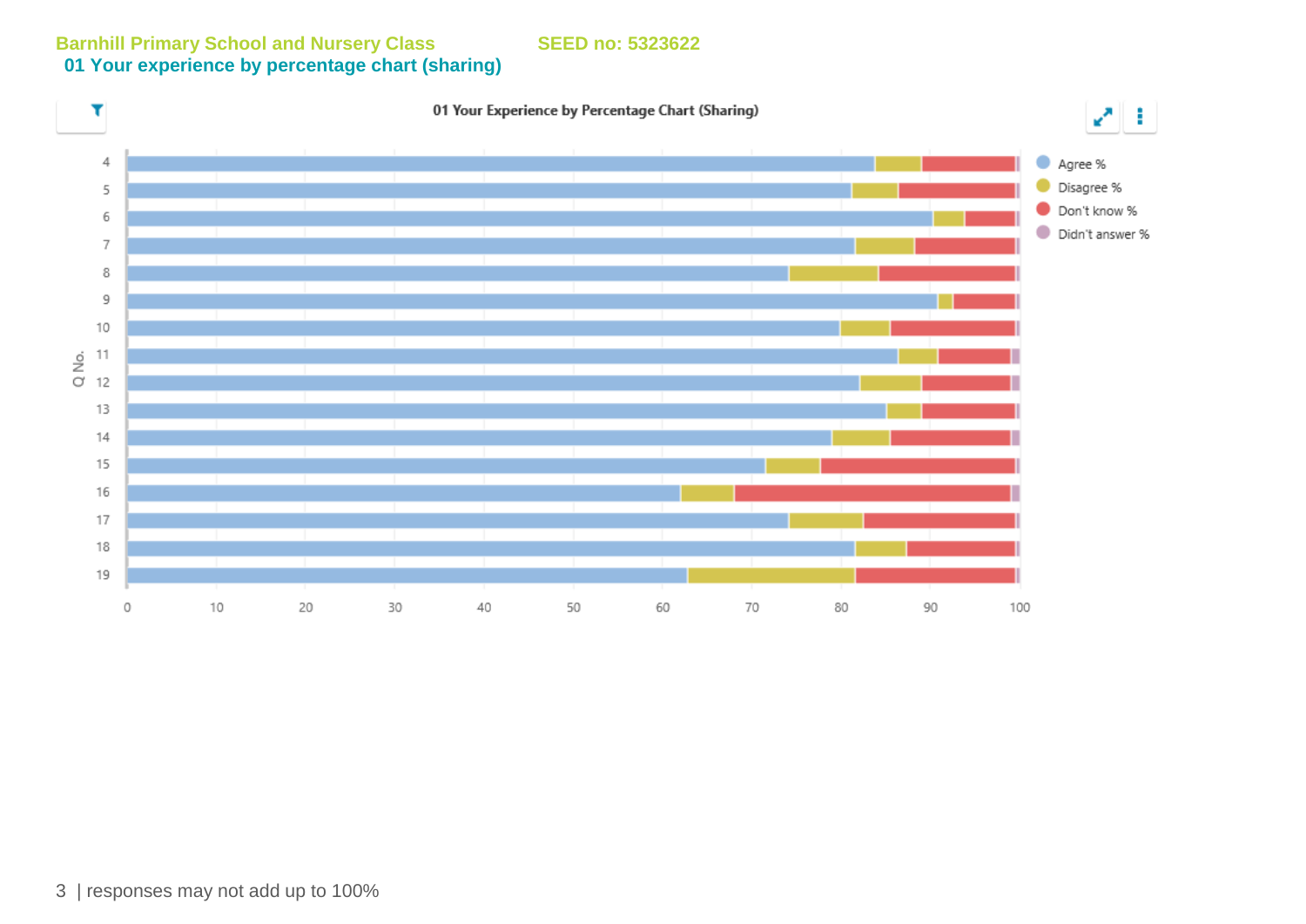**Barnhill Primary School and Nursery Class** **SEED no: 5323622**

## 01 Your experience by percentage chart (sharing)

01 Your Experience by Percentage Chart (Sharing)

Agree %
Disagree %
Don't know %
Didn't answer %

Q No. 4, 5, 6, 7, 8, 9, 10, 11, 12, 13, 14, 15, 16, 17, 18, 19

0 10 20 30 40 50 60 70 80 90 100

| responses may not add up to 100%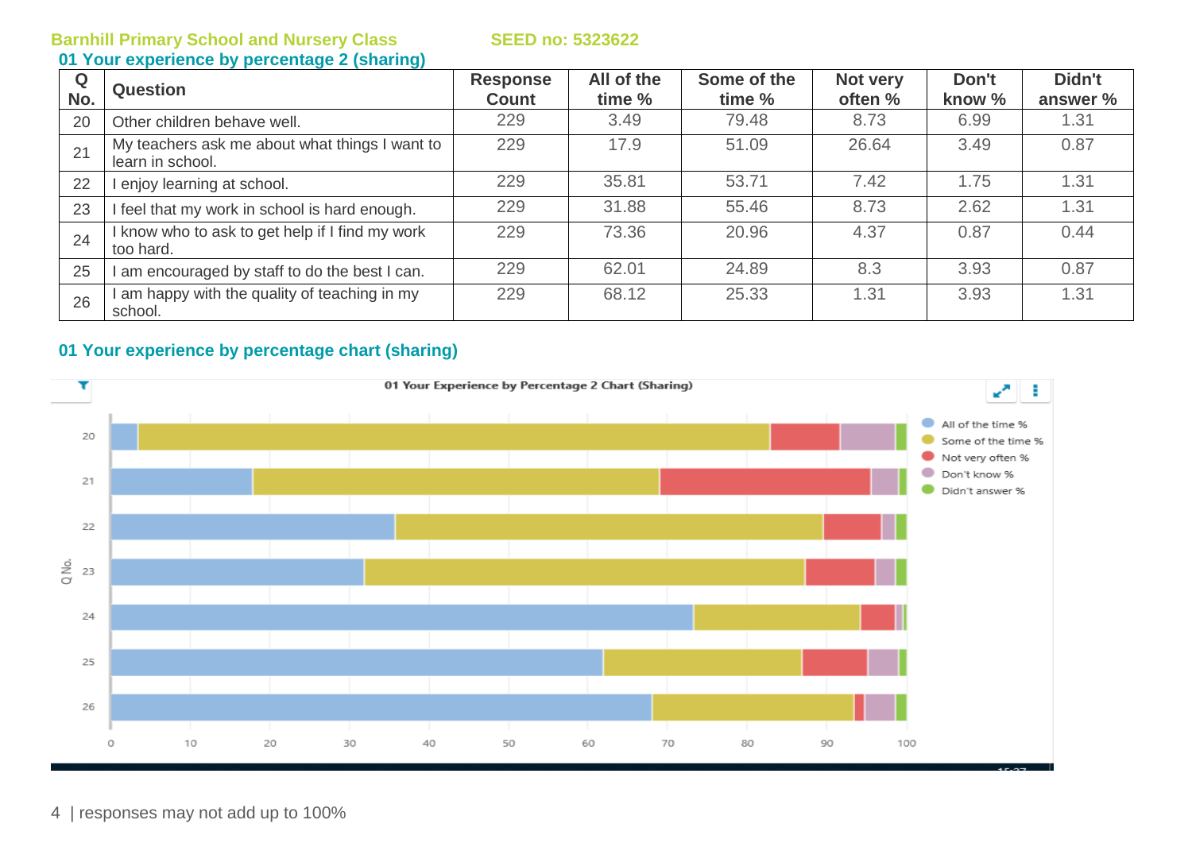**Barnhill Primary School and Nursery Class** **SEED no: 5323622**

## 01 Your experience by percentage 2 (sharing)

| Q No. | Question | Response Count | All of the time % | Some of the time % | Not very often % | Don't know % | Didn't answer % |
|---|---|---|---|---|---|---|---|
| 20 | Other children behave well. | 229 | 3.49 | 79.48 | 8.73 | 6.99 | 1.31 |
| 21 | My teachers ask me about what things I want to learn in school. | 229 | 17.9 | 51.09 | 26.64 | 3.49 | 0.87 |
| 22 | I enjoy learning at school. | 229 | 35.81 | 53.71 | 7.42 | 1.75 | 1.31 |
| 23 | I feel that my work in school is hard enough. | 229 | 31.88 | 55.46 | 8.73 | 2.62 | 1.31 |
| 24 | I know who to ask to get help if I find my work too hard. | 229 | 73.36 | 20.96 | 4.37 | 0.87 | 0.44 |
| 25 | I am encouraged by staff to do the best I can. | 229 | 62.01 | 24.89 | 8.3 | 3.93 | 0.87 |
| 26 | I am happy with the quality of teaching in my school. | 229 | 68.12 | 25.33 | 1.31 | 3.93 | 1.31 |

## 01 Your experience by percentage chart (sharing)

01 Your Experience by Percentage 2 Chart (Sharing)

responses may not add up to 100%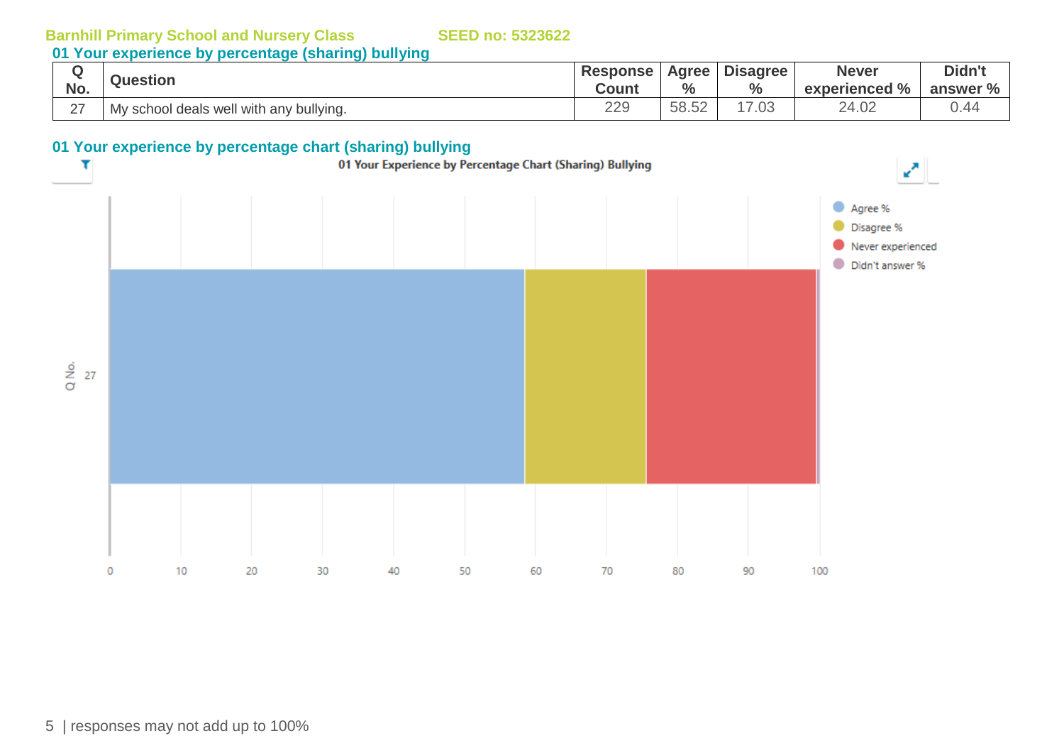**Barnhill Primary School and Nursery Class** **SEED no: 5323622**

## 01 Your experience by percentage (sharing) bullying

| Q No. | Question | Response Count | Agree % | Disagree % | Never experienced % | Didn't answer % |
|---|---|---|---|---|---|---|
| 27 | My school deals well with any bullying. | 229 | 58.52 | 17.03 | 24.02 | 0.44 |

## 01 Your experience by percentage chart (sharing) bullying

01 Your Experience by Percentage Chart (Sharing) Bullying

Legend: Agree %, Disagree %, Never experienced, Didn't answer %

Q No.: 27

Axis: 0, 10, 20, 30, 40, 50, 60, 70, 80, 90, 100

| responses may not add up to 100%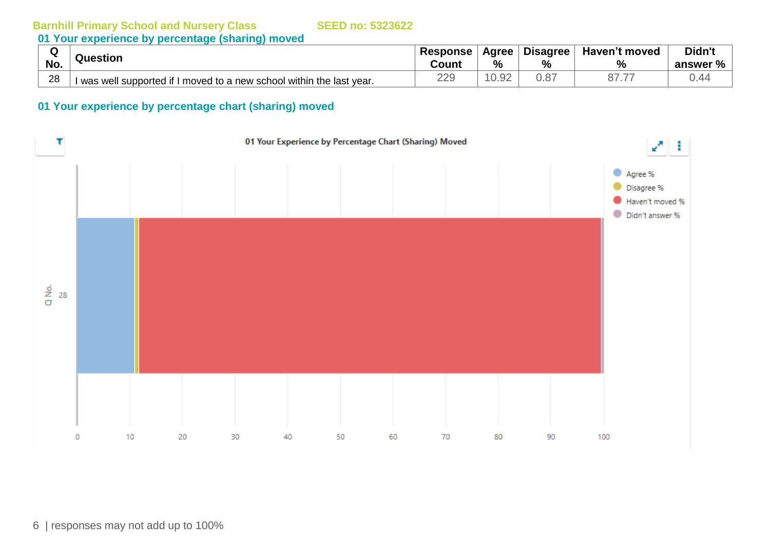Barnhill Primary School and Nursery Class SEED no: 5323622

## 01 Your experience by percentage (sharing) moved

| Q No. | Question | Response Count | Agree % | Disagree % | Haven't moved % | Didn't answer % |
|---|---|---|---|---|---|---|
| 28 | I was well supported if I moved to a new school within the last year. | 229 | 10.92 | 0.87 | 87.77 | 0.44 |

## 01 Your experience by percentage chart (sharing) moved

01 Your Experience by Percentage Chart (Sharing) Moved

responses may not add up to 100%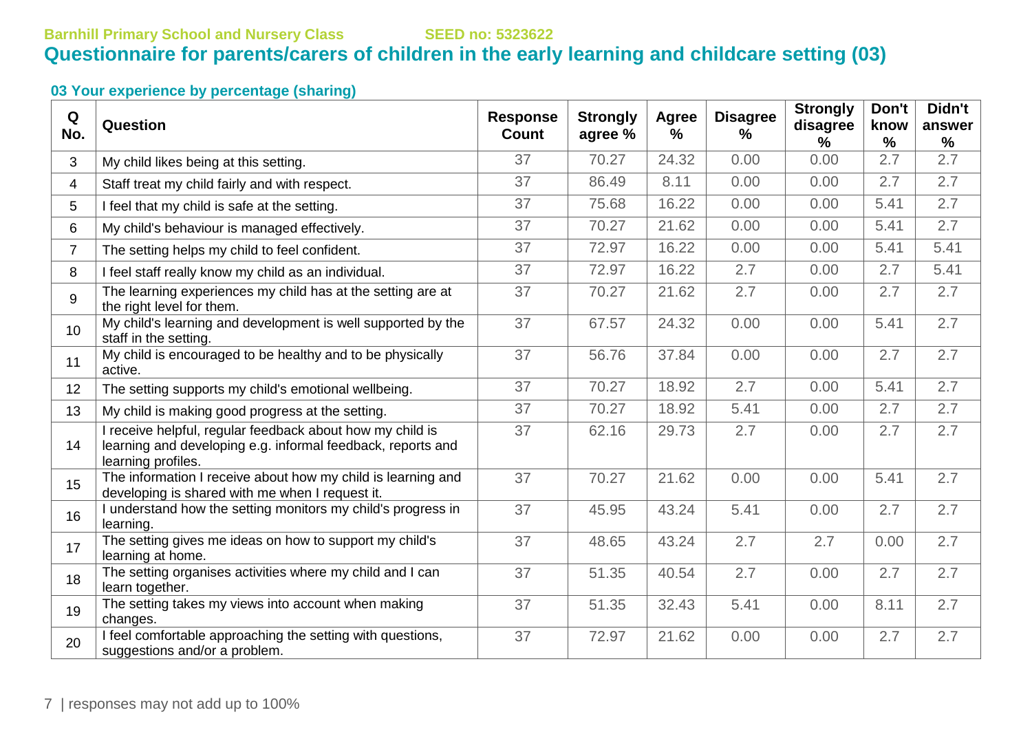**Barnhill Primary School and Nursery Class** **SEED no: 5323622**

# Questionnaire for parents/carers of children in the early learning and childcare setting (03)

### 03 Your experience by percentage (sharing)

| Q No. | Question | Response Count | Strongly agree % | Agree % | Disagree % | Strongly disagree % | Don't know % | Didn't answer % |
|---|---|---|---|---|---|---|---|---|
| 3 | My child likes being at this setting. | 37 | 70.27 | 24.32 | 0.00 | 0.00 | 2.7 | 2.7 |
| 4 | Staff treat my child fairly and with respect. | 37 | 86.49 | 8.11 | 0.00 | 0.00 | 2.7 | 2.7 |
| 5 | I feel that my child is safe at the setting. | 37 | 75.68 | 16.22 | 0.00 | 0.00 | 5.41 | 2.7 |
| 6 | My child's behaviour is managed effectively. | 37 | 70.27 | 21.62 | 0.00 | 0.00 | 5.41 | 2.7 |
| 7 | The setting helps my child to feel confident. | 37 | 72.97 | 16.22 | 0.00 | 0.00 | 5.41 | 5.41 |
| 8 | I feel staff really know my child as an individual. | 37 | 72.97 | 16.22 | 2.7 | 0.00 | 2.7 | 5.41 |
| 9 | The learning experiences my child has at the setting are at the right level for them. | 37 | 70.27 | 21.62 | 2.7 | 0.00 | 2.7 | 2.7 |
| 10 | My child's learning and development is well supported by the staff in the setting. | 37 | 67.57 | 24.32 | 0.00 | 0.00 | 5.41 | 2.7 |
| 11 | My child is encouraged to be healthy and to be physically active. | 37 | 56.76 | 37.84 | 0.00 | 0.00 | 2.7 | 2.7 |
| 12 | The setting supports my child's emotional wellbeing. | 37 | 70.27 | 18.92 | 2.7 | 0.00 | 5.41 | 2.7 |
| 13 | My child is making good progress at the setting. | 37 | 70.27 | 18.92 | 5.41 | 0.00 | 2.7 | 2.7 |
| 14 | I receive helpful, regular feedback about how my child is learning and developing e.g. informal feedback, reports and learning profiles. | 37 | 62.16 | 29.73 | 2.7 | 0.00 | 2.7 | 2.7 |
| 15 | The information I receive about how my child is learning and developing is shared with me when I request it. | 37 | 70.27 | 21.62 | 0.00 | 0.00 | 5.41 | 2.7 |
| 16 | I understand how the setting monitors my child's progress in learning. | 37 | 45.95 | 43.24 | 5.41 | 0.00 | 2.7 | 2.7 |
| 17 | The setting gives me ideas on how to support my child's learning at home. | 37 | 48.65 | 43.24 | 2.7 | 2.7 | 0.00 | 2.7 |
| 18 | The setting organises activities where my child and I can learn together. | 37 | 51.35 | 40.54 | 2.7 | 0.00 | 2.7 | 2.7 |
| 19 | The setting takes my views into account when making changes. | 37 | 51.35 | 32.43 | 5.41 | 0.00 | 8.11 | 2.7 |
| 20 | I feel comfortable approaching the setting with questions, suggestions and/or a problem. | 37 | 72.97 | 21.62 | 0.00 | 0.00 | 2.7 | 2.7 |

responses may not add up to 100%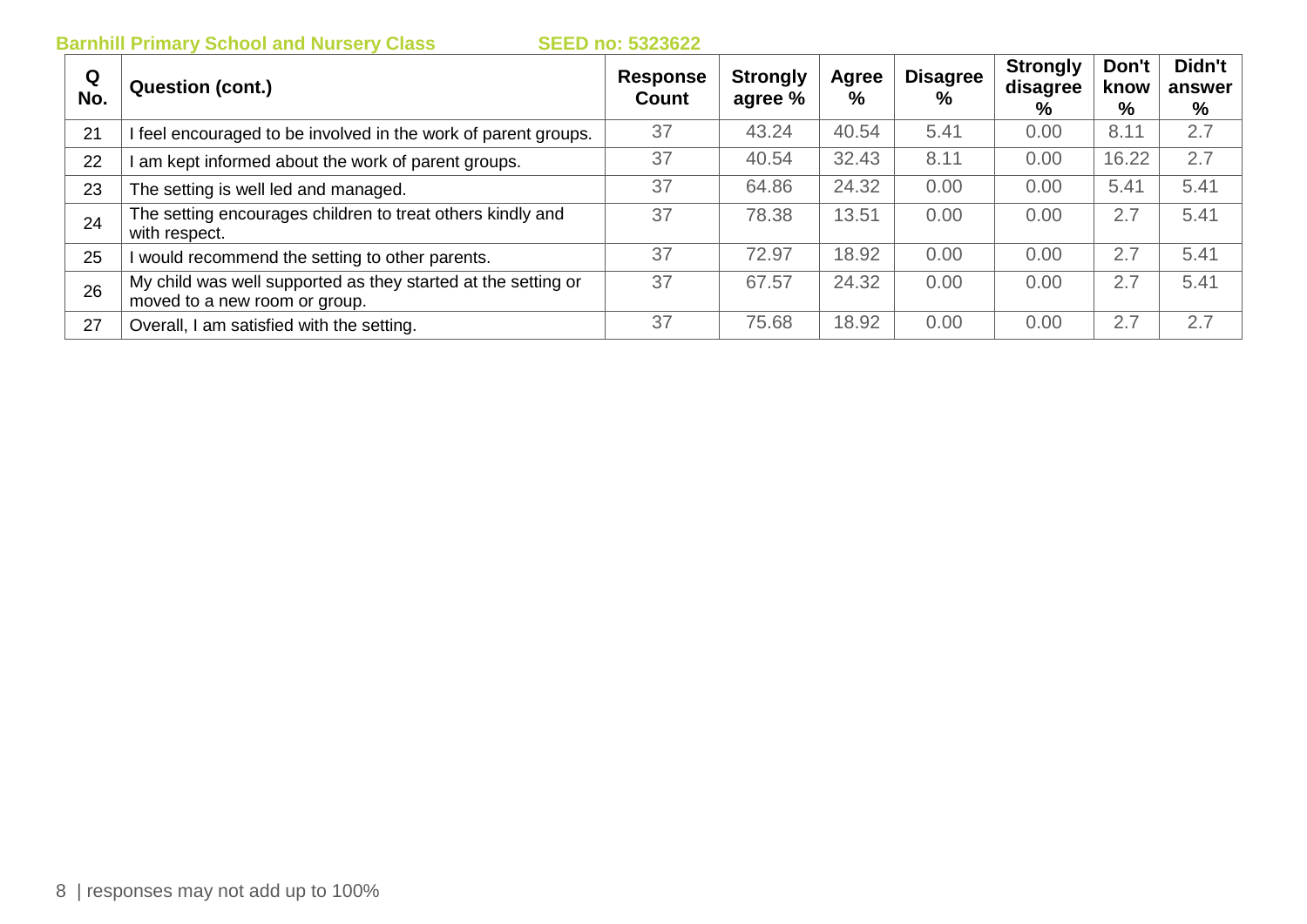Barnhill Primary School and Nursery Class SEED no: 5323622

| Q No. | Question (cont.) | Response Count | Strongly agree % | Agree % | Disagree % | Strongly disagree % | Don't know % | Didn't answer % |
|---|---|---|---|---|---|---|---|---|
| 21 | I feel encouraged to be involved in the work of parent groups. | 37 | 43.24 | 40.54 | 5.41 | 0.00 | 8.11 | 2.7 |
| 22 | I am kept informed about the work of parent groups. | 37 | 40.54 | 32.43 | 8.11 | 0.00 | 16.22 | 2.7 |
| 23 | The setting is well led and managed. | 37 | 64.86 | 24.32 | 0.00 | 0.00 | 5.41 | 5.41 |
| 24 | The setting encourages children to treat others kindly and with respect. | 37 | 78.38 | 13.51 | 0.00 | 0.00 | 2.7 | 5.41 |
| 25 | I would recommend the setting to other parents. | 37 | 72.97 | 18.92 | 0.00 | 0.00 | 2.7 | 5.41 |
| 26 | My child was well supported as they started at the setting or moved to a new room or group. | 37 | 67.57 | 24.32 | 0.00 | 0.00 | 2.7 | 5.41 |
| 27 | Overall, I am satisfied with the setting. | 37 | 75.68 | 18.92 | 0.00 | 0.00 | 2.7 | 2.7 |

responses may not add up to 100%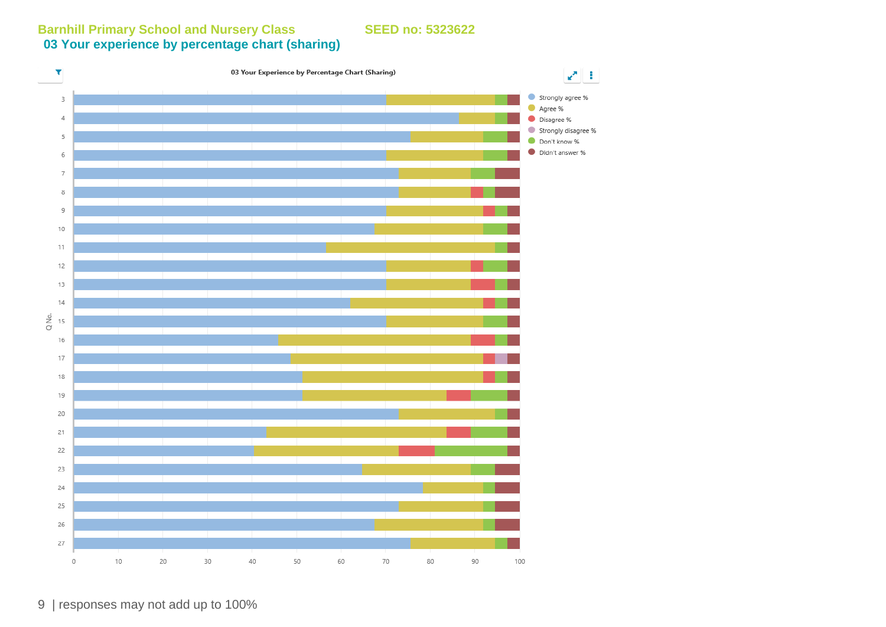**Barnhill Primary School and Nursery Class** **SEED no: 5323622**

## 03 Your experience by percentage chart (sharing)

03 Your Experience by Percentage Chart (Sharing)

responses may not add up to 100%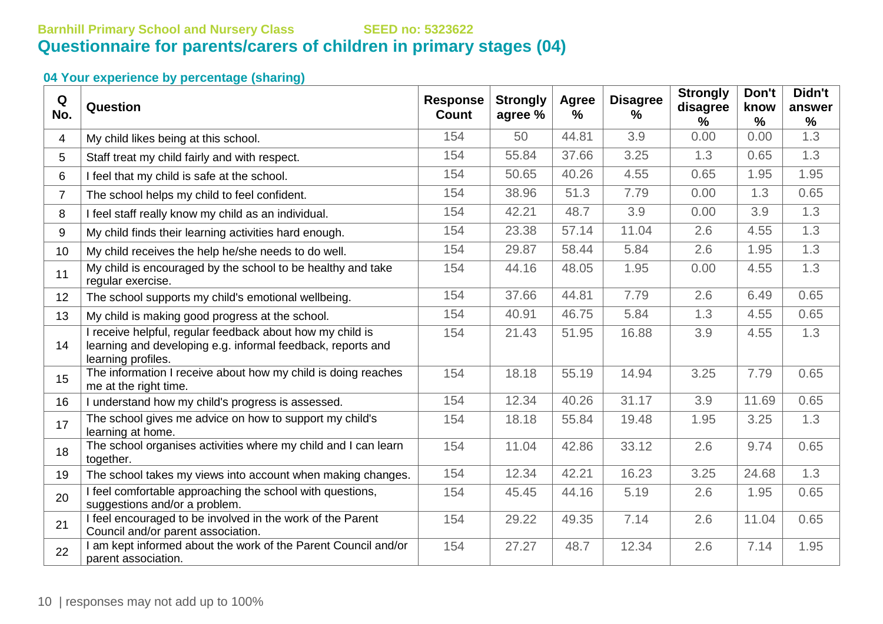**Barnhill Primary School and Nursery Class** **SEED no: 5323622**

# Questionnaire for parents/carers of children in primary stages (04)

### 04 Your experience by percentage (sharing)

| Q No. | Question | Response Count | Strongly agree % | Agree % | Disagree % | Strongly disagree % | Don't know % | Didn't answer % |
|---|---|---|---|---|---|---|---|---|
| 4 | My child likes being at this school. | 154 | 50 | 44.81 | 3.9 | 0.00 | 0.00 | 1.3 |
| 5 | Staff treat my child fairly and with respect. | 154 | 55.84 | 37.66 | 3.25 | 1.3 | 0.65 | 1.3 |
| 6 | I feel that my child is safe at the school. | 154 | 50.65 | 40.26 | 4.55 | 0.65 | 1.95 | 1.95 |
| 7 | The school helps my child to feel confident. | 154 | 38.96 | 51.3 | 7.79 | 0.00 | 1.3 | 0.65 |
| 8 | I feel staff really know my child as an individual. | 154 | 42.21 | 48.7 | 3.9 | 0.00 | 3.9 | 1.3 |
| 9 | My child finds their learning activities hard enough. | 154 | 23.38 | 57.14 | 11.04 | 2.6 | 4.55 | 1.3 |
| 10 | My child receives the help he/she needs to do well. | 154 | 29.87 | 58.44 | 5.84 | 2.6 | 1.95 | 1.3 |
| 11 | My child is encouraged by the school to be healthy and take regular exercise. | 154 | 44.16 | 48.05 | 1.95 | 0.00 | 4.55 | 1.3 |
| 12 | The school supports my child's emotional wellbeing. | 154 | 37.66 | 44.81 | 7.79 | 2.6 | 6.49 | 0.65 |
| 13 | My child is making good progress at the school. | 154 | 40.91 | 46.75 | 5.84 | 1.3 | 4.55 | 0.65 |
| 14 | I receive helpful, regular feedback about how my child is learning and developing e.g. informal feedback, reports and learning profiles. | 154 | 21.43 | 51.95 | 16.88 | 3.9 | 4.55 | 1.3 |
| 15 | The information I receive about how my child is doing reaches me at the right time. | 154 | 18.18 | 55.19 | 14.94 | 3.25 | 7.79 | 0.65 |
| 16 | I understand how my child's progress is assessed. | 154 | 12.34 | 40.26 | 31.17 | 3.9 | 11.69 | 0.65 |
| 17 | The school gives me advice on how to support my child's learning at home. | 154 | 18.18 | 55.84 | 19.48 | 1.95 | 3.25 | 1.3 |
| 18 | The school organises activities where my child and I can learn together. | 154 | 11.04 | 42.86 | 33.12 | 2.6 | 9.74 | 0.65 |
| 19 | The school takes my views into account when making changes. | 154 | 12.34 | 42.21 | 16.23 | 3.25 | 24.68 | 1.3 |
| 20 | I feel comfortable approaching the school with questions, suggestions and/or a problem. | 154 | 45.45 | 44.16 | 5.19 | 2.6 | 1.95 | 0.65 |
| 21 | I feel encouraged to be involved in the work of the Parent Council and/or parent association. | 154 | 29.22 | 49.35 | 7.14 | 2.6 | 11.04 | 0.65 |
| 22 | I am kept informed about the work of the Parent Council and/or parent association. | 154 | 27.27 | 48.7 | 12.34 | 2.6 | 7.14 | 1.95 |

responses may not add up to 100%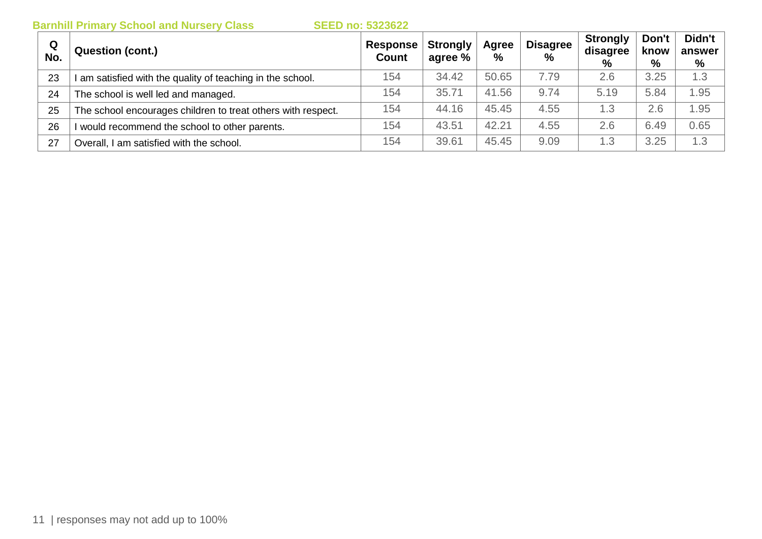| Q No. | Question (cont.) | Response Count | Strongly agree % | Agree % | Disagree % | Strongly disagree % | Don't know % | Didn't answer % |
|---|---|---|---|---|---|---|---|---|
| 23 | I am satisfied with the quality of teaching in the school. | 154 | 34.42 | 50.65 | 7.79 | 2.6 | 3.25 | 1.3 |
| 24 | The school is well led and managed. | 154 | 35.71 | 41.56 | 9.74 | 5.19 | 5.84 | 1.95 |
| 25 | The school encourages children to treat others with respect. | 154 | 44.16 | 45.45 | 4.55 | 1.3 | 2.6 | 1.95 |
| 26 | I would recommend the school to other parents. | 154 | 43.51 | 42.21 | 4.55 | 2.6 | 6.49 | 0.65 |
| 27 | Overall, I am satisfied with the school. | 154 | 39.61 | 45.45 | 9.09 | 1.3 | 3.25 | 1.3 |

responses may not add up to 100%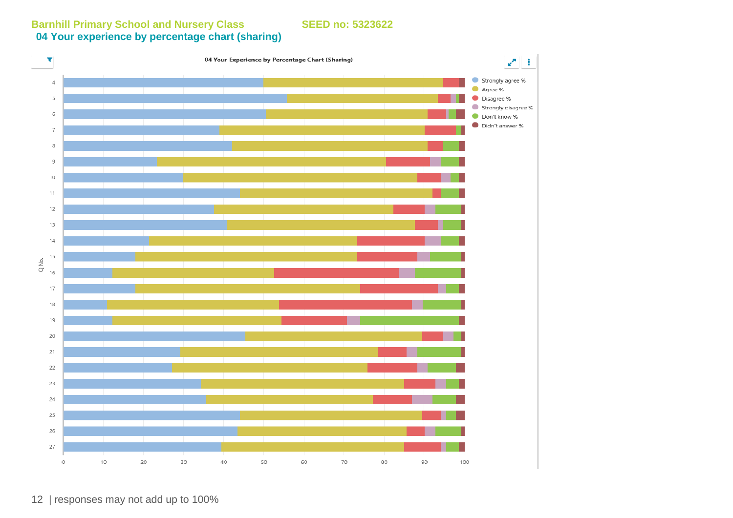**Barnhill Primary School and Nursery Class** **SEED no: 5323622**

## 04 Your experience by percentage chart (sharing)

04 Your Experience by Percentage Chart (Sharing)

Legend: Strongly agree %, Agree %, Disagree %, Strongly disagree %, Don't know %, Didn't answer %

Q No.: 4, 5, 6, 7, 8, 9, 10, 11, 12, 13, 14, 15, 16, 17, 18, 19, 20, 21, 22, 23, 24, 25, 26, 27

Axis: 0, 10, 20, 30, 40, 50, 60, 70, 80, 90, 100

responses may not add up to 100%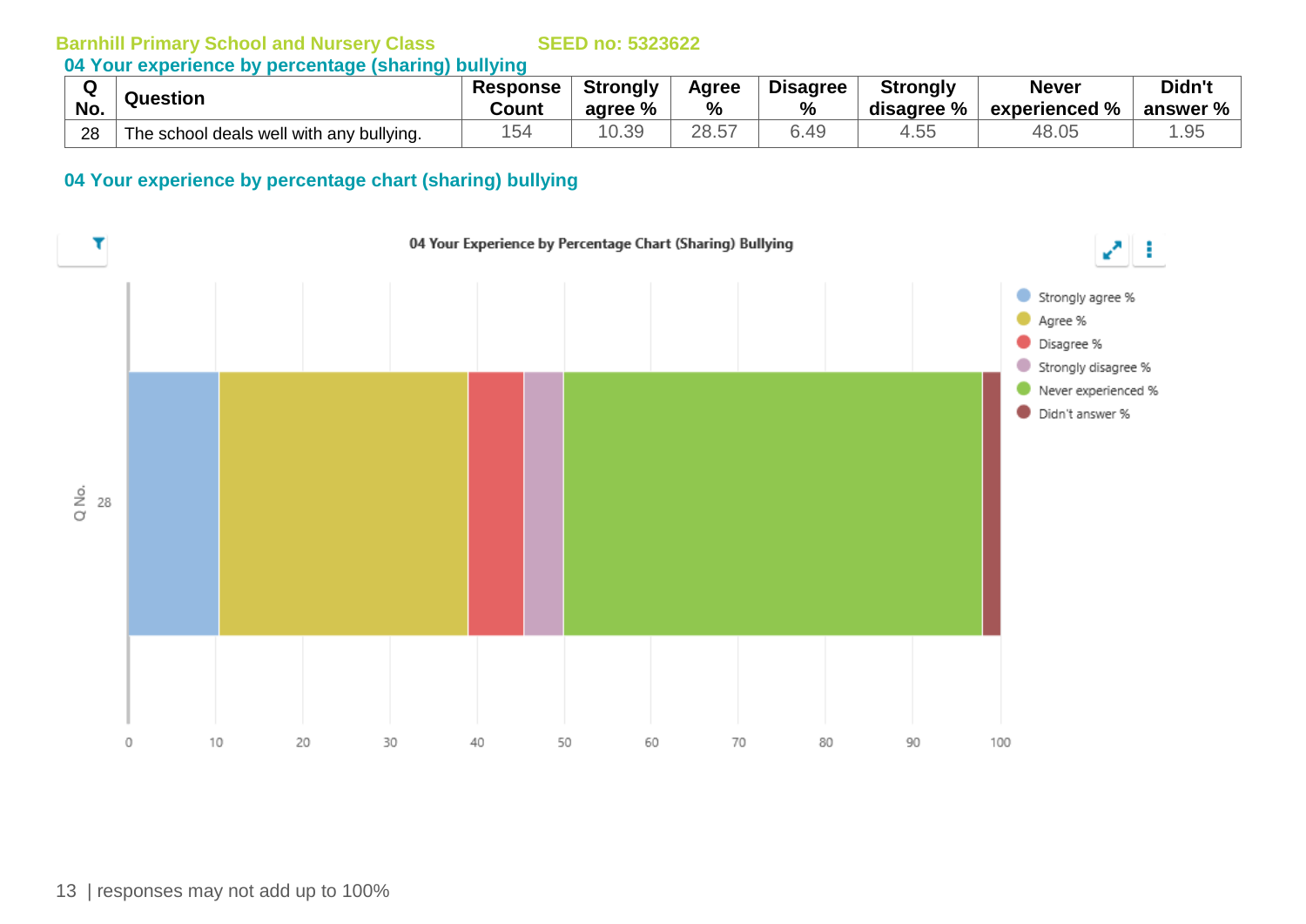Barnhill Primary School and Nursery Class SEED no: 5323622

## 04 Your experience by percentage (sharing) bullying

| Q No. | Question | Response Count | Strongly agree % | Agree % | Disagree % | Strongly disagree % | Never experienced % | Didn't answer % |
|---|---|---|---|---|---|---|---|---|
| 28 | The school deals well with any bullying. | 154 | 10.39 | 28.57 | 6.49 | 4.55 | 48.05 | 1.95 |

## 04 Your experience by percentage chart (sharing) bullying

04 Your Experience by Percentage Chart (Sharing) Bullying

Strongly agree % · Agree % · Disagree % · Strongly disagree % · Never experienced % · Didn't answer %

Q No. 28

0 10 20 30 40 50 60 70 80 90 100

responses may not add up to 100%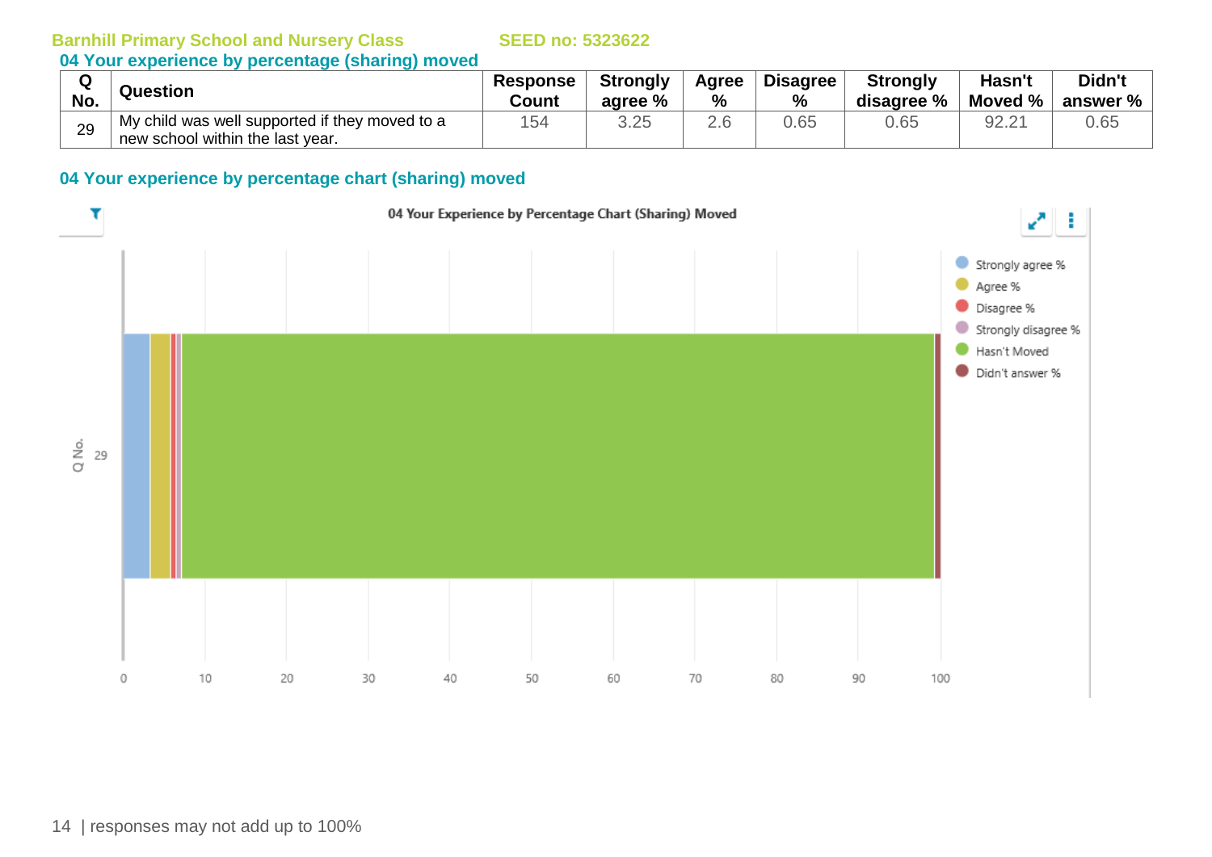**Barnhill Primary School and Nursery Class** **SEED no: 5323622**

## 04 Your experience by percentage (sharing) moved

| Q No. | Question | Response Count | Strongly agree % | Agree % | Disagree % | Strongly disagree % | Hasn't Moved % | Didn't answer % |
|---|---|---|---|---|---|---|---|---|
| 29 | My child was well supported if they moved to a new school within the last year. | 154 | 3.25 | 2.6 | 0.65 | 0.65 | 92.21 | 0.65 |

## 04 Your experience by percentage chart (sharing) moved

04 Your Experience by Percentage Chart (Sharing) Moved

responses may not add up to 100%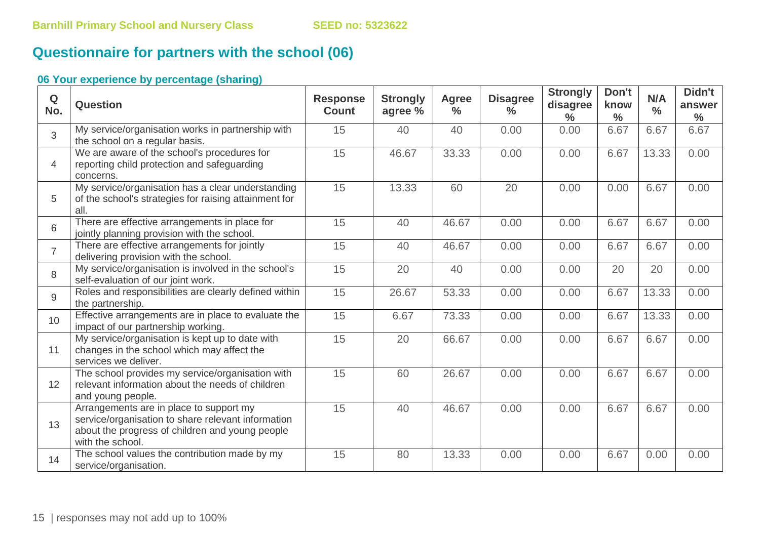# Questionnaire for partners with the school (06)

### 06 Your experience by percentage (sharing)

| Q No. | Question | Response Count | Strongly agree % | Agree % | Disagree % | Strongly disagree % | Don't know % | N/A % | Didn't answer % |
|---|---|---|---|---|---|---|---|---|---|
| 3 | My service/organisation works in partnership with the school on a regular basis. | 15 | 40 | 40 | 0.00 | 0.00 | 6.67 | 6.67 | 6.67 |
| 4 | We are aware of the school's procedures for reporting child protection and safeguarding concerns. | 15 | 46.67 | 33.33 | 0.00 | 0.00 | 6.67 | 13.33 | 0.00 |
| 5 | My service/organisation has a clear understanding of the school's strategies for raising attainment for all. | 15 | 13.33 | 60 | 20 | 0.00 | 0.00 | 6.67 | 0.00 |
| 6 | There are effective arrangements in place for jointly planning provision with the school. | 15 | 40 | 46.67 | 0.00 | 0.00 | 6.67 | 6.67 | 0.00 |
| 7 | There are effective arrangements for jointly delivering provision with the school. | 15 | 40 | 46.67 | 0.00 | 0.00 | 6.67 | 6.67 | 0.00 |
| 8 | My service/organisation is involved in the school's self-evaluation of our joint work. | 15 | 20 | 40 | 0.00 | 0.00 | 20 | 20 | 0.00 |
| 9 | Roles and responsibilities are clearly defined within the partnership. | 15 | 26.67 | 53.33 | 0.00 | 0.00 | 6.67 | 13.33 | 0.00 |
| 10 | Effective arrangements are in place to evaluate the impact of our partnership working. | 15 | 6.67 | 73.33 | 0.00 | 0.00 | 6.67 | 13.33 | 0.00 |
| 11 | My service/organisation is kept up to date with changes in the school which may affect the services we deliver. | 15 | 20 | 66.67 | 0.00 | 0.00 | 6.67 | 6.67 | 0.00 |
| 12 | The school provides my service/organisation with relevant information about the needs of children and young people. | 15 | 60 | 26.67 | 0.00 | 0.00 | 6.67 | 6.67 | 0.00 |
| 13 | Arrangements are in place to support my service/organisation to share relevant information about the progress of children and young people with the school. | 15 | 40 | 46.67 | 0.00 | 0.00 | 6.67 | 6.67 | 0.00 |
| 14 | The school values the contribution made by my service/organisation. | 15 | 80 | 13.33 | 0.00 | 0.00 | 6.67 | 0.00 | 0.00 |

responses may not add up to 100%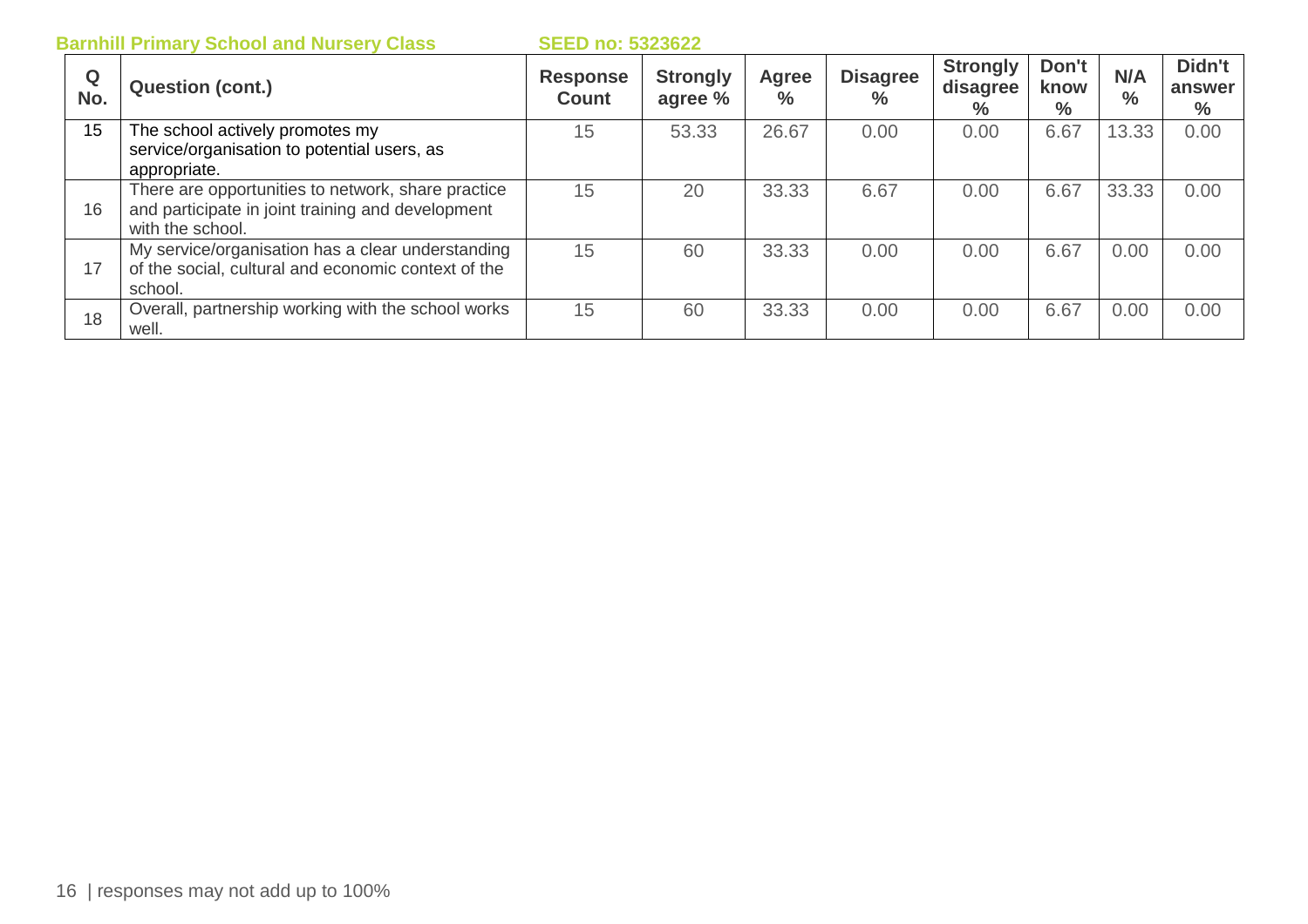**Barnhill Primary School and Nursery Class** **SEED no: 5323622**

| Q No. | Question (cont.) | Response Count | Strongly agree % | Agree % | Disagree % | Strongly disagree % | Don't know % | N/A % | Didn't answer % |
|---|---|---|---|---|---|---|---|---|---|
| 15 | The school actively promotes my service/organisation to potential users, as appropriate. | 15 | 53.33 | 26.67 | 0.00 | 0.00 | 6.67 | 13.33 | 0.00 |
| 16 | There are opportunities to network, share practice and participate in joint training and development with the school. | 15 | 20 | 33.33 | 6.67 | 0.00 | 6.67 | 33.33 | 0.00 |
| 17 | My service/organisation has a clear understanding of the social, cultural and economic context of the school. | 15 | 60 | 33.33 | 0.00 | 0.00 | 6.67 | 0.00 | 0.00 |
| 18 | Overall, partnership working with the school works well. | 15 | 60 | 33.33 | 0.00 | 0.00 | 6.67 | 0.00 | 0.00 |

responses may not add up to 100%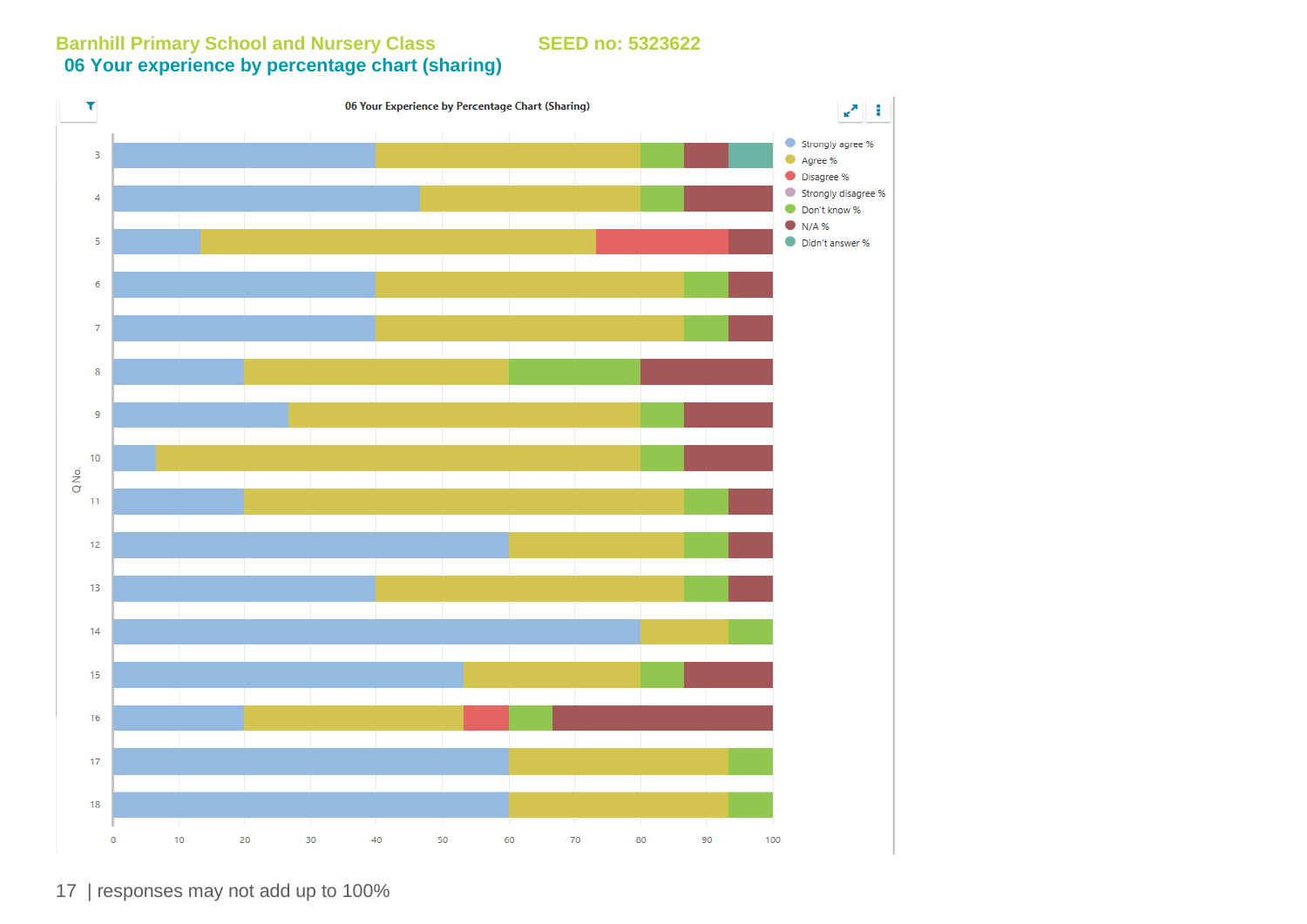Barnhill Primary School and Nursery Class SEED no: 5323622

## 06 Your experience by percentage chart (sharing)

06 Your Experience by Percentage Chart (Sharing)

Legend: Strongly agree %, Agree %, Disagree %, Strongly disagree %, Don't know %, N/A %, Didn't answer %

Q No.: 3, 4, 5, 6, 7, 8, 9, 10, 11, 12, 13, 14, 15, 16, 17, 18

0 10 20 30 40 50 60 70 80 90 100

responses may not add up to 100%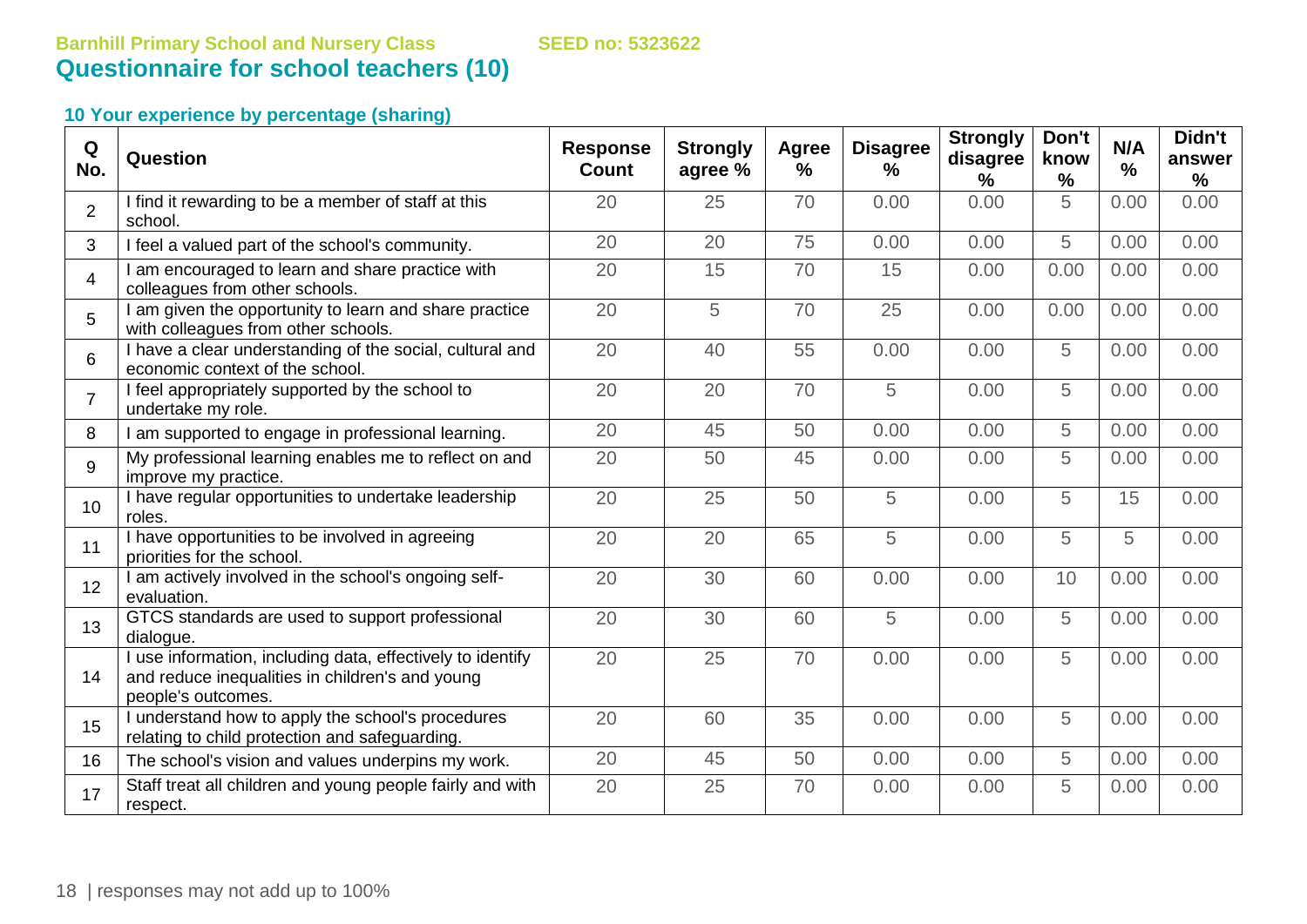Barnhill Primary School and Nursery Class SEED no: 5323622

# Questionnaire for school teachers (10)

### 10 Your experience by percentage (sharing)

| Q No. | Question | Response Count | Strongly agree % | Agree % | Disagree % | Strongly disagree % | Don't know % | N/A % | Didn't answer % |
|---|---|---|---|---|---|---|---|---|---|
| 2 | I find it rewarding to be a member of staff at this school. | 20 | 25 | 70 | 0.00 | 0.00 | 5 | 0.00 | 0.00 |
| 3 | I feel a valued part of the school's community. | 20 | 20 | 75 | 0.00 | 0.00 | 5 | 0.00 | 0.00 |
| 4 | I am encouraged to learn and share practice with colleagues from other schools. | 20 | 15 | 70 | 15 | 0.00 | 0.00 | 0.00 | 0.00 |
| 5 | I am given the opportunity to learn and share practice with colleagues from other schools. | 20 | 5 | 70 | 25 | 0.00 | 0.00 | 0.00 | 0.00 |
| 6 | I have a clear understanding of the social, cultural and economic context of the school. | 20 | 40 | 55 | 0.00 | 0.00 | 5 | 0.00 | 0.00 |
| 7 | I feel appropriately supported by the school to undertake my role. | 20 | 20 | 70 | 5 | 0.00 | 5 | 0.00 | 0.00 |
| 8 | I am supported to engage in professional learning. | 20 | 45 | 50 | 0.00 | 0.00 | 5 | 0.00 | 0.00 |
| 9 | My professional learning enables me to reflect on and improve my practice. | 20 | 50 | 45 | 0.00 | 0.00 | 5 | 0.00 | 0.00 |
| 10 | I have regular opportunities to undertake leadership roles. | 20 | 25 | 50 | 5 | 0.00 | 5 | 15 | 0.00 |
| 11 | I have opportunities to be involved in agreeing priorities for the school. | 20 | 20 | 65 | 5 | 0.00 | 5 | 5 | 0.00 |
| 12 | I am actively involved in the school's ongoing self-evaluation. | 20 | 30 | 60 | 0.00 | 0.00 | 10 | 0.00 | 0.00 |
| 13 | GTCS standards are used to support professional dialogue. | 20 | 30 | 60 | 5 | 0.00 | 5 | 0.00 | 0.00 |
| 14 | I use information, including data, effectively to identify and reduce inequalities in children's and young people's outcomes. | 20 | 25 | 70 | 0.00 | 0.00 | 5 | 0.00 | 0.00 |
| 15 | I understand how to apply the school's procedures relating to child protection and safeguarding. | 20 | 60 | 35 | 0.00 | 0.00 | 5 | 0.00 | 0.00 |
| 16 | The school's vision and values underpins my work. | 20 | 45 | 50 | 0.00 | 0.00 | 5 | 0.00 | 0.00 |
| 17 | Staff treat all children and young people fairly and with respect. | 20 | 25 | 70 | 0.00 | 0.00 | 5 | 0.00 | 0.00 |

responses may not add up to 100%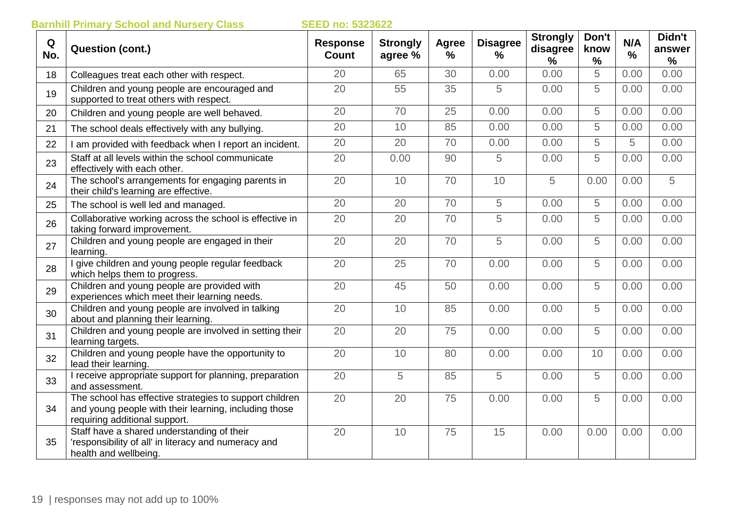Barnhill Primary School and Nursery Class SEED no: 5323622

| Q No. | Question (cont.) | Response Count | Strongly agree % | Agree % | Disagree % | Strongly disagree % | Don't know % | N/A % | Didn't answer % |
|---|---|---|---|---|---|---|---|---|---|
| 18 | Colleagues treat each other with respect. | 20 | 65 | 30 | 0.00 | 0.00 | 5 | 0.00 | 0.00 |
| 19 | Children and young people are encouraged and supported to treat others with respect. | 20 | 55 | 35 | 5 | 0.00 | 5 | 0.00 | 0.00 |
| 20 | Children and young people are well behaved. | 20 | 70 | 25 | 0.00 | 0.00 | 5 | 0.00 | 0.00 |
| 21 | The school deals effectively with any bullying. | 20 | 10 | 85 | 0.00 | 0.00 | 5 | 0.00 | 0.00 |
| 22 | I am provided with feedback when I report an incident. | 20 | 20 | 70 | 0.00 | 0.00 | 5 | 5 | 0.00 |
| 23 | Staff at all levels within the school communicate effectively with each other. | 20 | 0.00 | 90 | 5 | 0.00 | 5 | 0.00 | 0.00 |
| 24 | The school's arrangements for engaging parents in their child's learning are effective. | 20 | 10 | 70 | 10 | 5 | 0.00 | 0.00 | 5 |
| 25 | The school is well led and managed. | 20 | 20 | 70 | 5 | 0.00 | 5 | 0.00 | 0.00 |
| 26 | Collaborative working across the school is effective in taking forward improvement. | 20 | 20 | 70 | 5 | 0.00 | 5 | 0.00 | 0.00 |
| 27 | Children and young people are engaged in their learning. | 20 | 20 | 70 | 5 | 0.00 | 5 | 0.00 | 0.00 |
| 28 | I give children and young people regular feedback which helps them to progress. | 20 | 25 | 70 | 0.00 | 0.00 | 5 | 0.00 | 0.00 |
| 29 | Children and young people are provided with experiences which meet their learning needs. | 20 | 45 | 50 | 0.00 | 0.00 | 5 | 0.00 | 0.00 |
| 30 | Children and young people are involved in talking about and planning their learning. | 20 | 10 | 85 | 0.00 | 0.00 | 5 | 0.00 | 0.00 |
| 31 | Children and young people are involved in setting their learning targets. | 20 | 20 | 75 | 0.00 | 0.00 | 5 | 0.00 | 0.00 |
| 32 | Children and young people have the opportunity to lead their learning. | 20 | 10 | 80 | 0.00 | 0.00 | 10 | 0.00 | 0.00 |
| 33 | I receive appropriate support for planning, preparation and assessment. | 20 | 5 | 85 | 5 | 0.00 | 5 | 0.00 | 0.00 |
| 34 | The school has effective strategies to support children and young people with their learning, including those requiring additional support. | 20 | 20 | 75 | 0.00 | 0.00 | 5 | 0.00 | 0.00 |
| 35 | Staff have a shared understanding of their 'responsibility of all' in literacy and numeracy and health and wellbeing. | 20 | 10 | 75 | 15 | 0.00 | 0.00 | 0.00 | 0.00 |

responses may not add up to 100%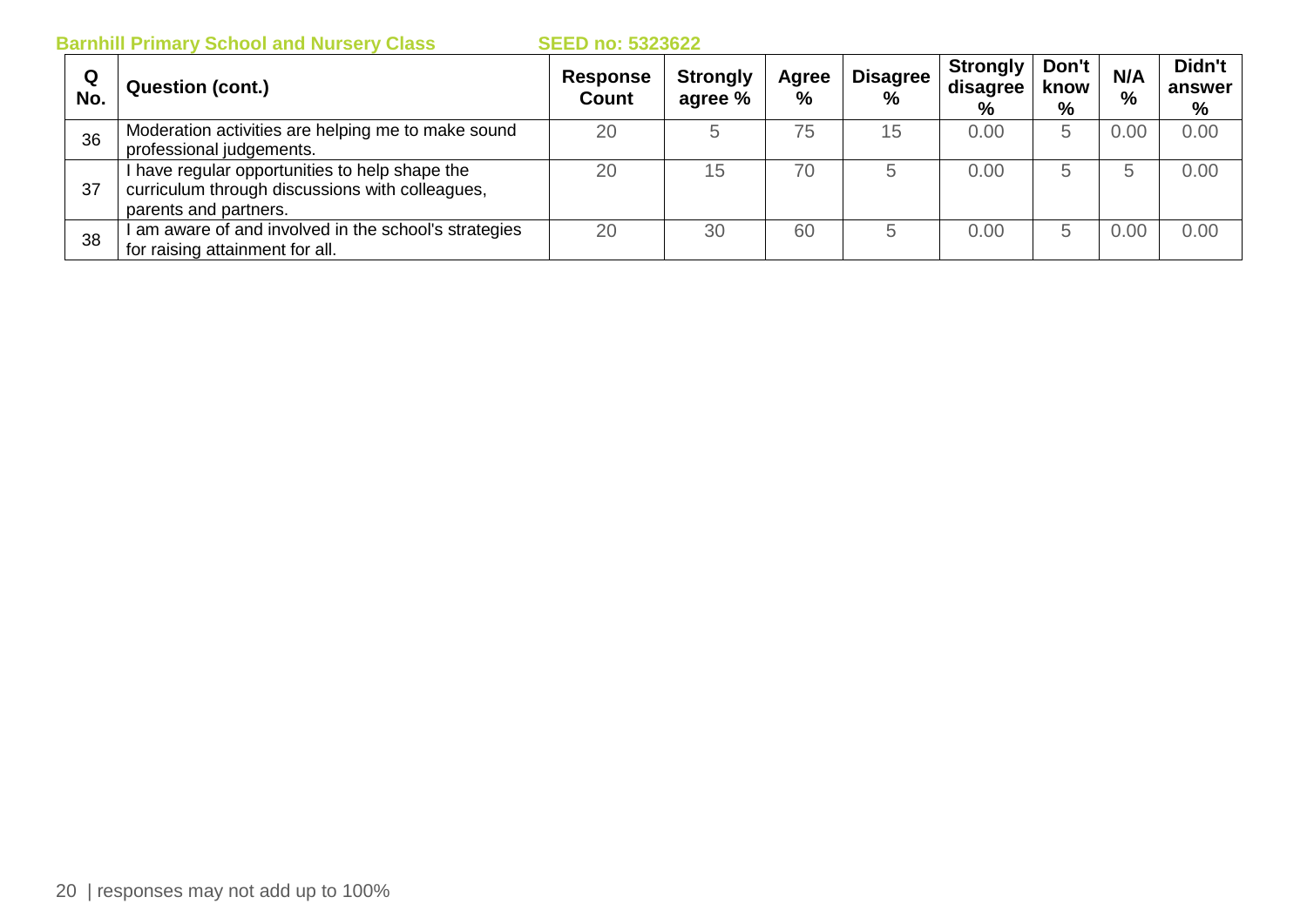Barnhill Primary School and Nursery Class SEED no: 5323622

| Q No. | Question (cont.) | Response Count | Strongly agree % | Agree % | Disagree % | Strongly disagree % | Don't know % | N/A % | Didn't answer % |
|---|---|---|---|---|---|---|---|---|---|
| 36 | Moderation activities are helping me to make sound professional judgements. | 20 | 5 | 75 | 15 | 0.00 | 5 | 0.00 | 0.00 |
| 37 | I have regular opportunities to help shape the curriculum through discussions with colleagues, parents and partners. | 20 | 15 | 70 | 5 | 0.00 | 5 | 5 | 0.00 |
| 38 | I am aware of and involved in the school's strategies for raising attainment for all. | 20 | 30 | 60 | 5 | 0.00 | 5 | 0.00 | 0.00 |

responses may not add up to 100%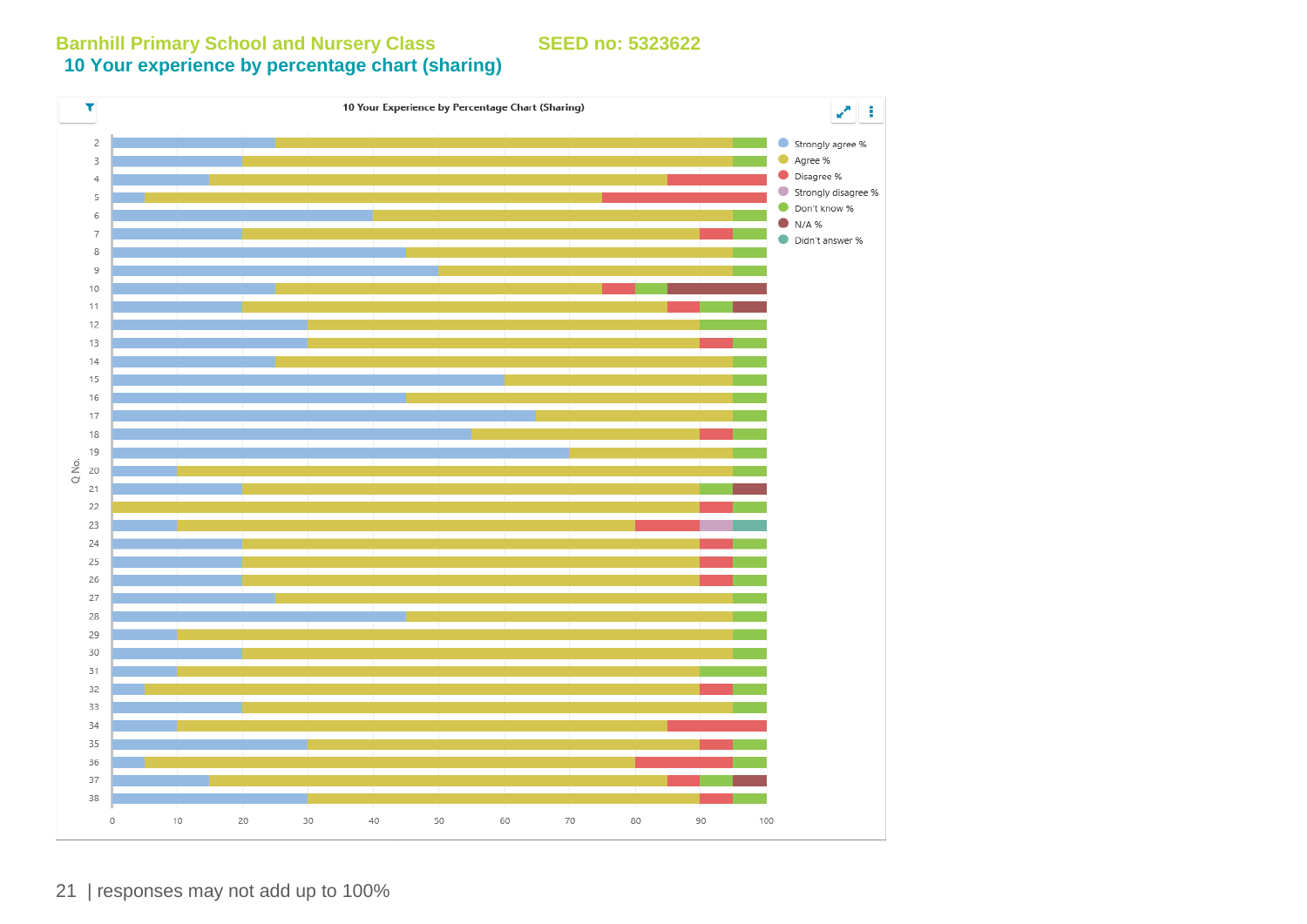**Barnhill Primary School and Nursery Class** **SEED no: 5323622**

## 10 Your experience by percentage chart (sharing)

10 Your Experience by Percentage Chart (Sharing)

Q No.

2
3
4
5
6
7
8
9
10
11
12
13
14
15
16
17
18
19
20
21
22
23
24
25
26
27
28
29
30
31
32
33
34
35
36
37
38

0 10 20 30 40 50 60 70 80 90 100

Strongly agree %
Agree %
Disagree %
Strongly disagree %
Don't know %
N/A %
Didn't answer %

| responses may not add up to 100%